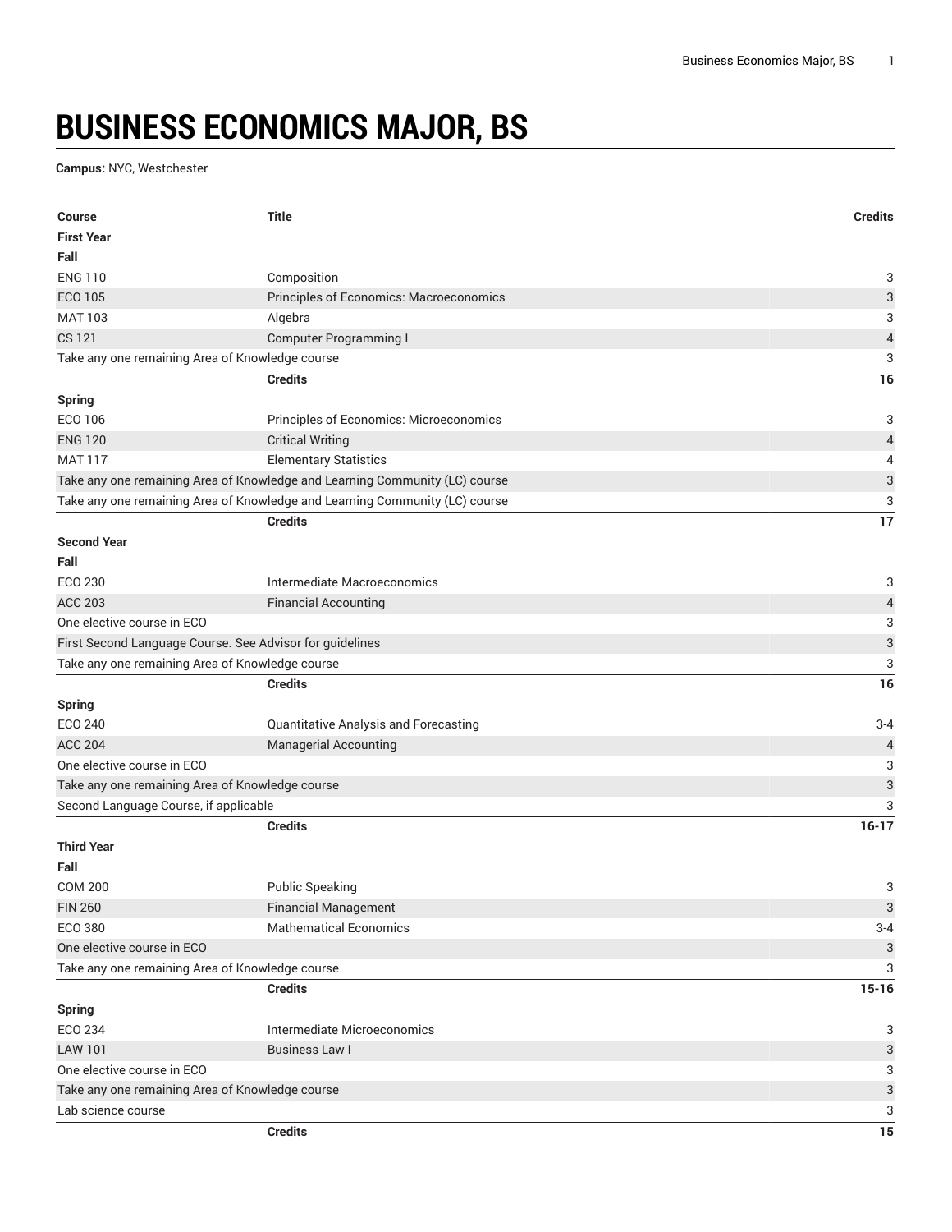# BUSINESS ECONOMICS MAJOR, BS

**Campus:** NYC, Westchester

| Course | Title | Credits |
|---|---|---|
| **First Year** | | |
| **Fall** | | |
| ENG 110 | Composition | 3 |
| ECO 105 | Principles of Economics: Macroeconomics | 3 |
| MAT 103 | Algebra | 3 |
| CS 121 | Computer Programming I | 4 |
| Take any one remaining Area of Knowledge course | | 3 |
| | **Credits** | **16** |
| **Spring** | | |
| ECO 106 | Principles of Economics: Microeconomics | 3 |
| ENG 120 | Critical Writing | 4 |
| MAT 117 | Elementary Statistics | 4 |
| Take any one remaining Area of Knowledge and Learning Community (LC) course | | 3 |
| Take any one remaining Area of Knowledge and Learning Community (LC) course | | 3 |
| | **Credits** | **17** |
| **Second Year** | | |
| **Fall** | | |
| ECO 230 | Intermediate Macroeconomics | 3 |
| ACC 203 | Financial Accounting | 4 |
| One elective course in ECO | | 3 |
| First Second Language Course. See Advisor for guidelines | | 3 |
| Take any one remaining Area of Knowledge course | | 3 |
| | **Credits** | **16** |
| **Spring** | | |
| ECO 240 | Quantitative Analysis and Forecasting | 3-4 |
| ACC 204 | Managerial Accounting | 4 |
| One elective course in ECO | | 3 |
| Take any one remaining Area of Knowledge course | | 3 |
| Second Language Course, if applicable | | 3 |
| | **Credits** | **16-17** |
| **Third Year** | | |
| **Fall** | | |
| COM 200 | Public Speaking | 3 |
| FIN 260 | Financial Management | 3 |
| ECO 380 | Mathematical Economics | 3-4 |
| One elective course in ECO | | 3 |
| Take any one remaining Area of Knowledge course | | 3 |
| | **Credits** | **15-16** |
| **Spring** | | |
| ECO 234 | Intermediate Microeconomics | 3 |
| LAW 101 | Business Law I | 3 |
| One elective course in ECO | | 3 |
| Take any one remaining Area of Knowledge course | | 3 |
| Lab science course | | 3 |
| | **Credits** | **15** |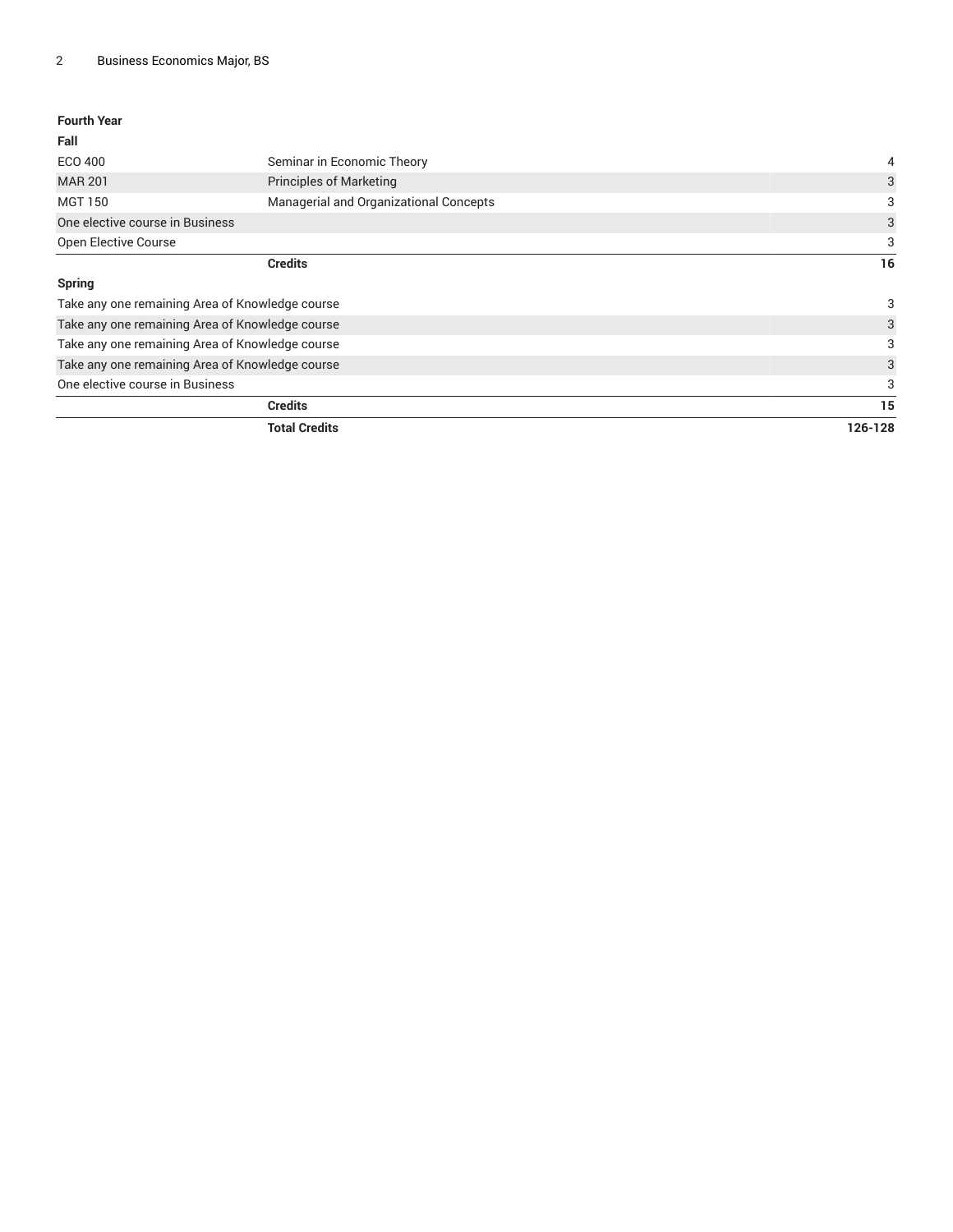| | | |
|---|---|---|
| **Fourth Year** | | |
| **Fall** | | |
| ECO 400 | Seminar in Economic Theory | 4 |
| MAR 201 | Principles of Marketing | 3 |
| MGT 150 | Managerial and Organizational Concepts | 3 |
| One elective course in Business | | 3 |
| Open Elective Course | | 3 |
| | **Credits** | **16** |
| **Spring** | | |
| Take any one remaining Area of Knowledge course | | 3 |
| Take any one remaining Area of Knowledge course | | 3 |
| Take any one remaining Area of Knowledge course | | 3 |
| Take any one remaining Area of Knowledge course | | 3 |
| One elective course in Business | | 3 |
| | **Credits** | **15** |
| | **Total Credits** | **126-128** |